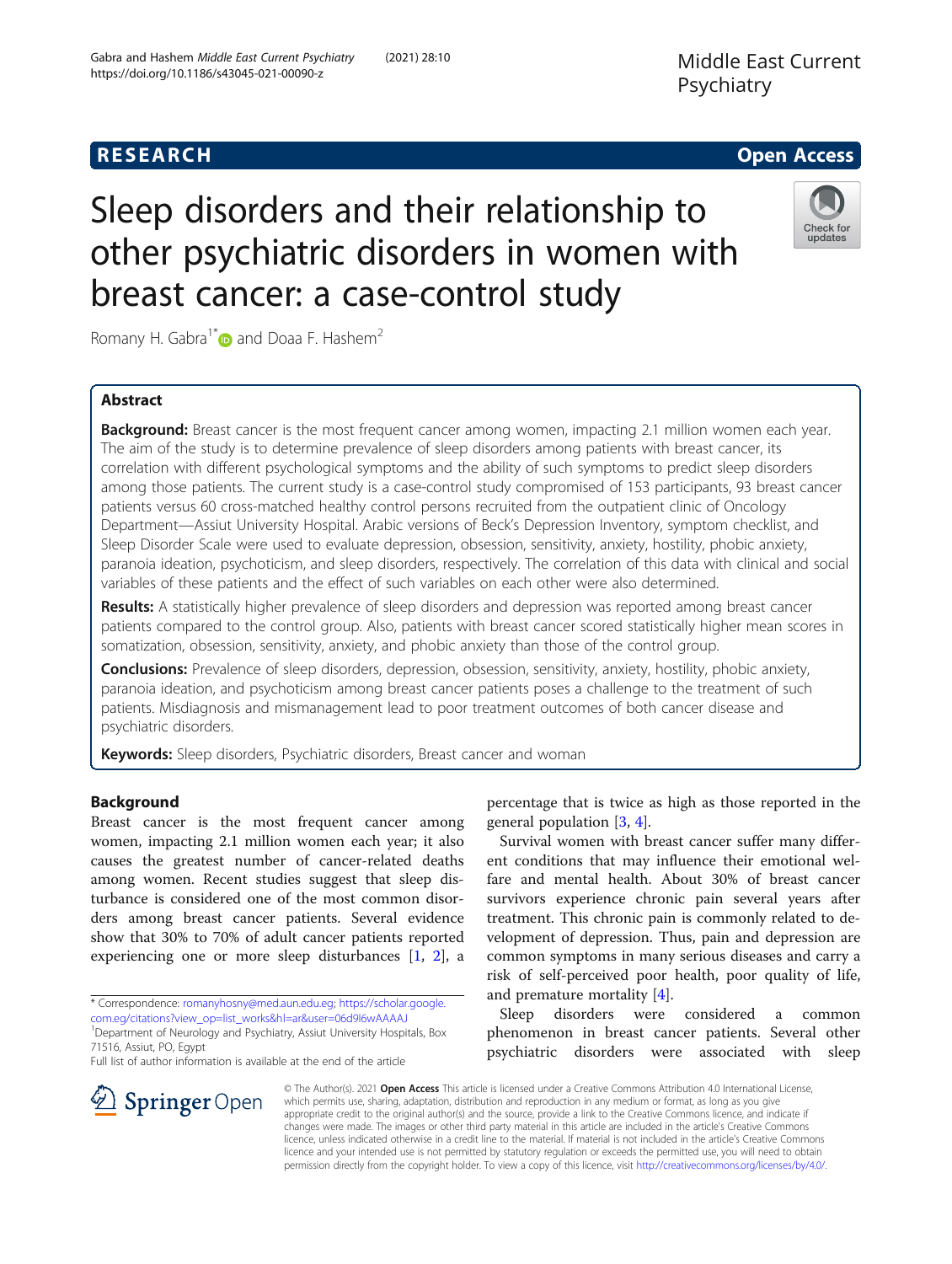RESEARCH

Open Access

# Sleep disorders and their relationship to other psychiatric disorders in women with breast cancer: a case-control study

Romany H. Gabra[1*] and Doaa F. Hashem[2]

## Abstract

**Background:** Breast cancer is the most frequent cancer among women, impacting 2.1 million women each year. The aim of the study is to determine prevalence of sleep disorders among patients with breast cancer, its correlation with different psychological symptoms and the ability of such symptoms to predict sleep disorders among those patients. The current study is a case-control study compromised of 153 participants, 93 breast cancer patients versus 60 cross-matched healthy control persons recruited from the outpatient clinic of Oncology Department—Assiut University Hospital. Arabic versions of Beck's Depression Inventory, symptom checklist, and Sleep Disorder Scale were used to evaluate depression, obsession, sensitivity, anxiety, hostility, phobic anxiety, paranoia ideation, psychoticism, and sleep disorders, respectively. The correlation of this data with clinical and social variables of these patients and the effect of such variables on each other were also determined.

**Results:** A statistically higher prevalence of sleep disorders and depression was reported among breast cancer patients compared to the control group. Also, patients with breast cancer scored statistically higher mean scores in somatization, obsession, sensitivity, anxiety, and phobic anxiety than those of the control group.

**Conclusions:** Prevalence of sleep disorders, depression, obsession, sensitivity, anxiety, hostility, phobic anxiety, paranoia ideation, and psychoticism among breast cancer patients poses a challenge to the treatment of such patients. Misdiagnosis and mismanagement lead to poor treatment outcomes of both cancer disease and psychiatric disorders.

**Keywords:** Sleep disorders, Psychiatric disorders, Breast cancer and woman

## Background

Breast cancer is the most frequent cancer among women, impacting 2.1 million women each year; it also causes the greatest number of cancer-related deaths among women. Recent studies suggest that sleep disturbance is considered one of the most common disorders among breast cancer patients. Several evidence show that 30% to 70% of adult cancer patients reported experiencing one or more sleep disturbances [1, 2], a percentage that is twice as high as those reported in the general population [3, 4].

Survival women with breast cancer suffer many different conditions that may influence their emotional welfare and mental health. About 30% of breast cancer survivors experience chronic pain several years after treatment. This chronic pain is commonly related to development of depression. Thus, pain and depression are common symptoms in many serious diseases and carry a risk of self-perceived poor health, poor quality of life, and premature mortality [4].

Sleep disorders were considered a common phenomenon in breast cancer patients. Several other psychiatric disorders were associated with sleep

\* Correspondence: romanyhosny@med.aun.edu.eg; https://scholar.google.com.eg/citations?view_op=list_works&hl=ar&user=06d9l6wAAAAJ
[1]Department of Neurology and Psychiatry, Assiut University Hospitals, Box 71516, Assiut, PO, Egypt
Full list of author information is available at the end of the article

© The Author(s). 2021 **Open Access** This article is licensed under a Creative Commons Attribution 4.0 International License, which permits use, sharing, adaptation, distribution and reproduction in any medium or format, as long as you give appropriate credit to the original author(s) and the source, provide a link to the Creative Commons licence, and indicate if changes were made. The images or other third party material in this article are included in the article's Creative Commons licence, unless indicated otherwise in a credit line to the material. If material is not included in the article's Creative Commons licence and your intended use is not permitted by statutory regulation or exceeds the permitted use, you will need to obtain permission directly from the copyright holder. To view a copy of this licence, visit http://creativecommons.org/licenses/by/4.0/.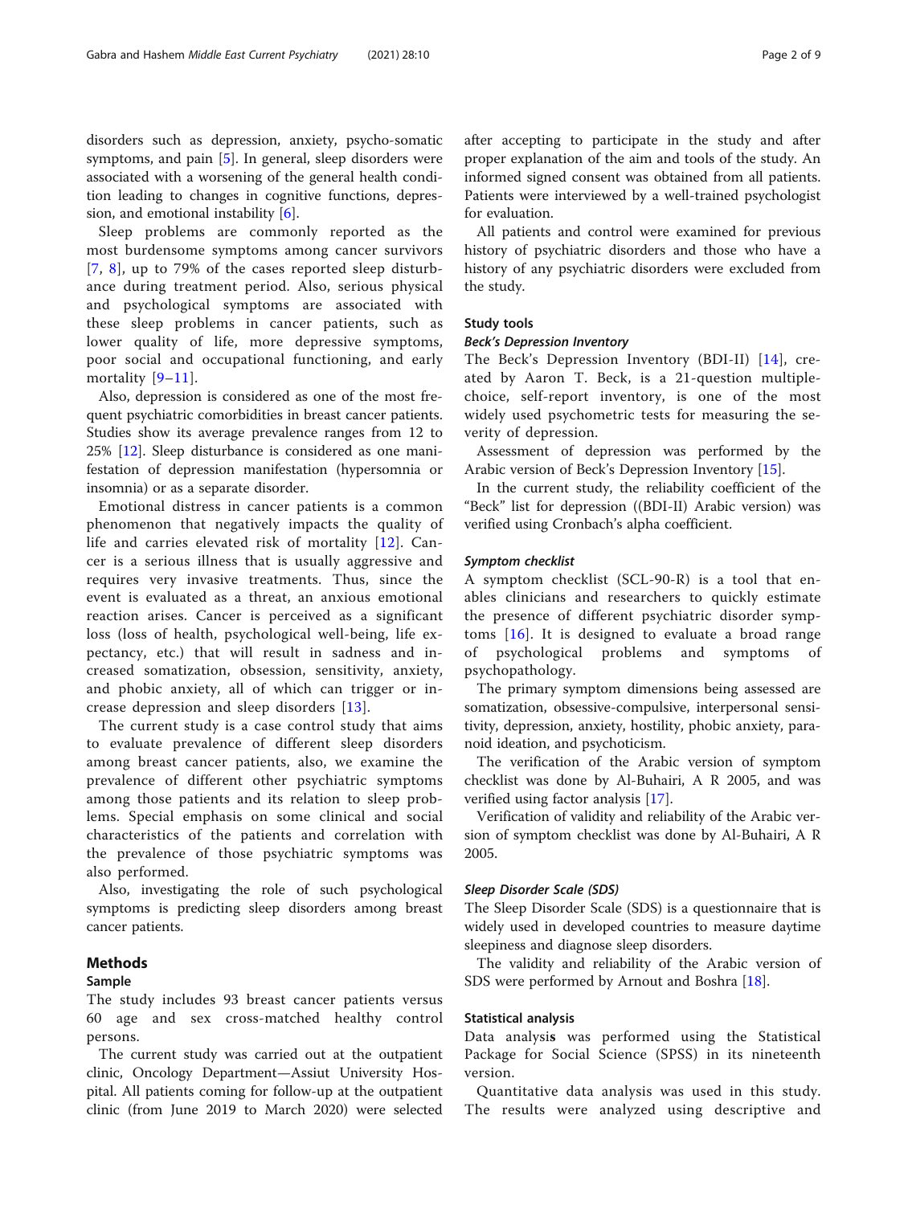disorders such as depression, anxiety, psycho-somatic symptoms, and pain [5]. In general, sleep disorders were associated with a worsening of the general health condition leading to changes in cognitive functions, depression, and emotional instability [6].

Sleep problems are commonly reported as the most burdensome symptoms among cancer survivors [7, 8], up to 79% of the cases reported sleep disturbance during treatment period. Also, serious physical and psychological symptoms are associated with these sleep problems in cancer patients, such as lower quality of life, more depressive symptoms, poor social and occupational functioning, and early mortality [9–11].

Also, depression is considered as one of the most frequent psychiatric comorbidities in breast cancer patients. Studies show its average prevalence ranges from 12 to 25% [12]. Sleep disturbance is considered as one manifestation of depression manifestation (hypersomnia or insomnia) or as a separate disorder.

Emotional distress in cancer patients is a common phenomenon that negatively impacts the quality of life and carries elevated risk of mortality [12]. Cancer is a serious illness that is usually aggressive and requires very invasive treatments. Thus, since the event is evaluated as a threat, an anxious emotional reaction arises. Cancer is perceived as a significant loss (loss of health, psychological well-being, life expectancy, etc.) that will result in sadness and increased somatization, obsession, sensitivity, anxiety, and phobic anxiety, all of which can trigger or increase depression and sleep disorders [13].

The current study is a case control study that aims to evaluate prevalence of different sleep disorders among breast cancer patients, also, we examine the prevalence of different other psychiatric symptoms among those patients and its relation to sleep problems. Special emphasis on some clinical and social characteristics of the patients and correlation with the prevalence of those psychiatric symptoms was also performed.

Also, investigating the role of such psychological symptoms is predicting sleep disorders among breast cancer patients.

## Methods

### Sample

The study includes 93 breast cancer patients versus 60 age and sex cross-matched healthy control persons.

The current study was carried out at the outpatient clinic, Oncology Department—Assiut University Hospital. All patients coming for follow-up at the outpatient clinic (from June 2019 to March 2020) were selected after accepting to participate in the study and after proper explanation of the aim and tools of the study. An informed signed consent was obtained from all patients. Patients were interviewed by a well-trained psychologist for evaluation.

All patients and control were examined for previous history of psychiatric disorders and those who have a history of any psychiatric disorders were excluded from the study.

### Study tools

#### *Beck's Depression Inventory*

The Beck's Depression Inventory (BDI-II) [14], created by Aaron T. Beck, is a 21-question multiple-choice, self-report inventory, is one of the most widely used psychometric tests for measuring the severity of depression.

Assessment of depression was performed by the Arabic version of Beck's Depression Inventory [15].

In the current study, the reliability coefficient of the "Beck" list for depression ((BDI-II) Arabic version) was verified using Cronbach's alpha coefficient.

#### *Symptom checklist*

A symptom checklist (SCL-90-R) is a tool that enables clinicians and researchers to quickly estimate the presence of different psychiatric disorder symptoms [16]. It is designed to evaluate a broad range of psychological problems and symptoms of psychopathology.

The primary symptom dimensions being assessed are somatization, obsessive-compulsive, interpersonal sensitivity, depression, anxiety, hostility, phobic anxiety, paranoid ideation, and psychoticism.

The verification of the Arabic version of symptom checklist was done by Al-Buhairi, A R 2005, and was verified using factor analysis [17].

Verification of validity and reliability of the Arabic version of symptom checklist was done by Al-Buhairi, A R 2005.

#### *Sleep Disorder Scale (SDS)*

The Sleep Disorder Scale (SDS) is a questionnaire that is widely used in developed countries to measure daytime sleepiness and diagnose sleep disorders.

The validity and reliability of the Arabic version of SDS were performed by Arnout and Boshra [18].

### Statistical analysis

Data analysis was performed using the Statistical Package for Social Science (SPSS) in its nineteenth version.

Quantitative data analysis was used in this study. The results were analyzed using descriptive and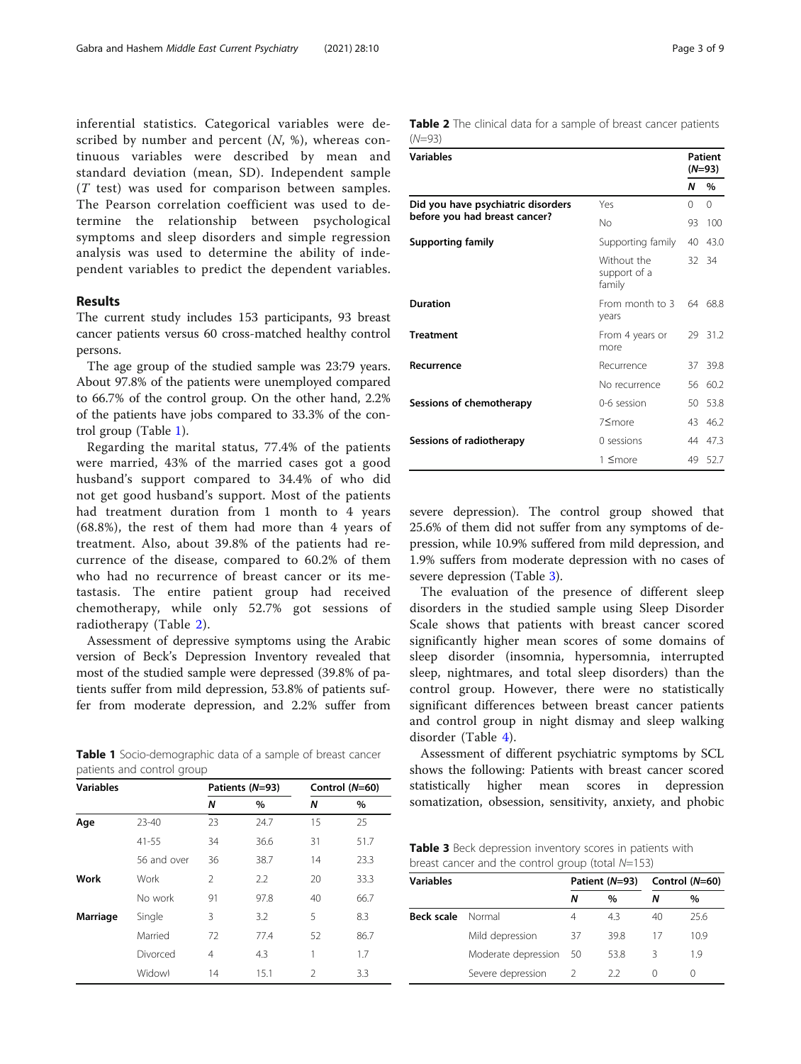inferential statistics. Categorical variables were described by number and percent ($N$, %), whereas continuous variables were described by mean and standard deviation (mean, SD). Independent sample ($T$ test) was used for comparison between samples. The Pearson correlation coefficient was used to determine the relationship between psychological symptoms and sleep disorders and simple regression analysis was used to determine the ability of independent variables to predict the dependent variables.

## Results

The current study includes 153 participants, 93 breast cancer patients versus 60 cross-matched healthy control persons.

The age group of the studied sample was 23:79 years. About 97.8% of the patients were unemployed compared to 66.7% of the control group. On the other hand, 2.2% of the patients have jobs compared to 33.3% of the control group (Table 1).

Regarding the marital status, 77.4% of the patients were married, 43% of the married cases got a good husband's support compared to 34.4% of who did not get good husband's support. Most of the patients had treatment duration from 1 month to 4 years (68.8%), the rest of them had more than 4 years of treatment. Also, about 39.8% of the patients had recurrence of the disease, compared to 60.2% of them who had no recurrence of breast cancer or its metastasis. The entire patient group had received chemotherapy, while only 52.7% got sessions of radiotherapy (Table 2).

Assessment of depressive symptoms using the Arabic version of Beck's Depression Inventory revealed that most of the studied sample were depressed (39.8% of patients suffer from mild depression, 53.8% of patients suffer from moderate depression, and 2.2% suffer from severe depression). The control group showed that 25.6% of them did not suffer from any symptoms of depression, while 10.9% suffered from mild depression, and 1.9% suffers from moderate depression with no cases of severe depression (Table 3).

The evaluation of the presence of different sleep disorders in the studied sample using Sleep Disorder Scale shows that patients with breast cancer scored significantly higher mean scores of some domains of sleep disorder (insomnia, hypersomnia, interrupted sleep, nightmares, and total sleep disorders) than the control group. However, there were no statistically significant differences between breast cancer patients and control group in night dismay and sleep walking disorder (Table 4).

Assessment of different psychiatric symptoms by SCL shows the following: Patients with breast cancer scored statistically higher mean scores in depression somatization, obsession, sensitivity, anxiety, and phobic

**Table 1** Socio-demographic data of a sample of breast cancer patients and control group

| Variables | | Patients (N=93) | | Control (N=60) | |
|---|---|---|---|---|---|
| | | N | % | N | % |
| **Age** | 23-40 | 23 | 24.7 | 15 | 25 |
| | 41-55 | 34 | 36.6 | 31 | 51.7 |
| | 56 and over | 36 | 38.7 | 14 | 23.3 |
| **Work** | Work | 2 | 2.2 | 20 | 33.3 |
| | No work | 91 | 97.8 | 40 | 66.7 |
| **Marriage** | Single | 3 | 3.2 | 5 | 8.3 |
| | Married | 72 | 77.4 | 52 | 86.7 |
| | Divorced | 4 | 4.3 | 1 | 1.7 |
| | Widowl | 14 | 15.1 | 2 | 3.3 |

**Table 2** The clinical data for a sample of breast cancer patients (N=93)

| Variables | | Patient (N=93) | |
|---|---|---|---|
| | | N | % |
| **Did you have psychiatric disorders before you had breast cancer?** | Yes | 0 | 0 |
| | No | 93 | 100 |
| **Supporting family** | Supporting family | 40 | 43.0 |
| | Without the support of a family | 32 | 34 |
| **Duration** | From month to 3 years | 64 | 68.8 |
| **Treatment** | From 4 years or more | 29 | 31.2 |
| **Recurrence** | Recurrence | 37 | 39.8 |
| | No recurrence | 56 | 60.2 |
| **Sessions of chemotherapy** | 0-6 session | 50 | 53.8 |
| | 7≤more | 43 | 46.2 |
| **Sessions of radiotherapy** | 0 sessions | 44 | 47.3 |
| | 1 ≤more | 49 | 52.7 |

**Table 3** Beck depression inventory scores in patients with breast cancer and the control group (total N=153)

| Variables | | Patient (N=93) | | Control (N=60) | |
|---|---|---|---|---|---|
| | | N | % | N | % |
| **Beck scale** | Normal | 4 | 4.3 | 40 | 25.6 |
| | Mild depression | 37 | 39.8 | 17 | 10.9 |
| | Moderate depression | 50 | 53.8 | 3 | 1.9 |
| | Severe depression | 2 | 2.2 | 0 | 0 |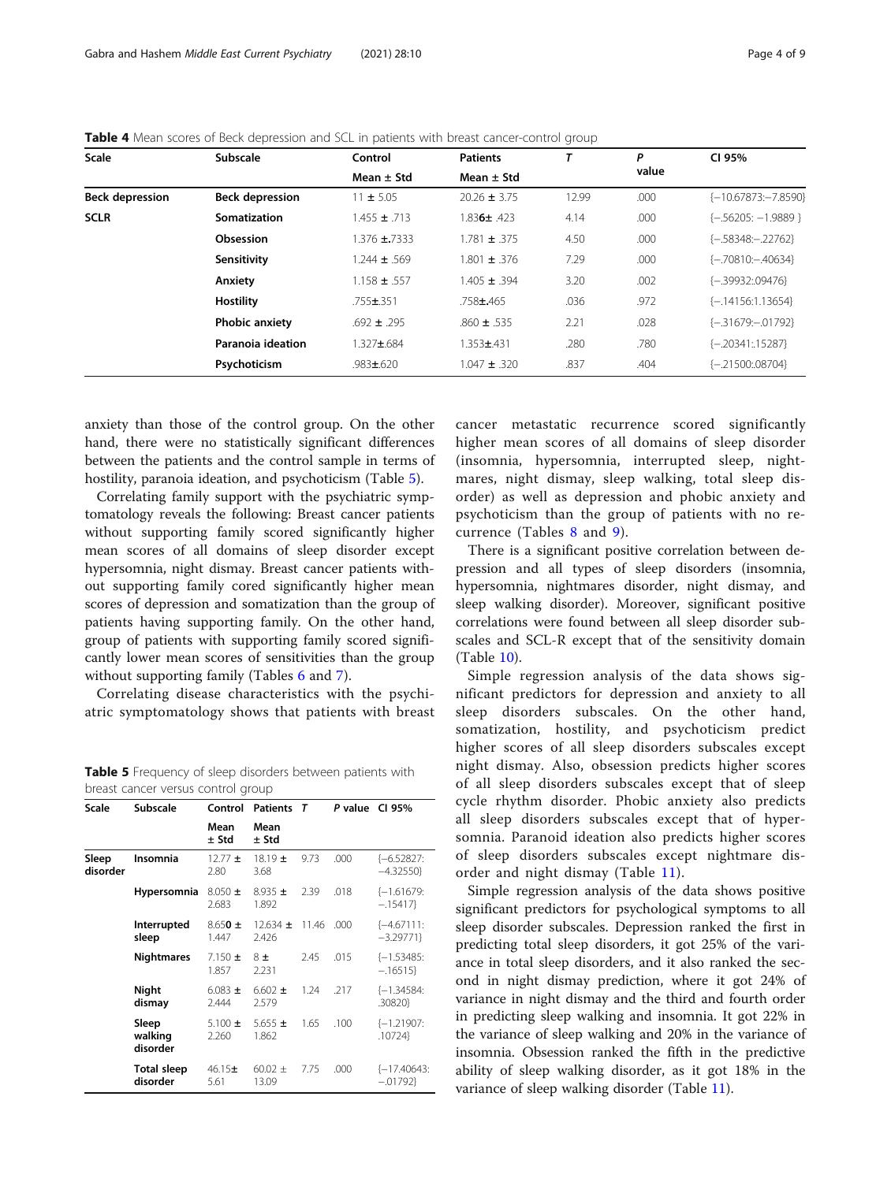**Table 4** Mean scores of Beck depression and SCL in patients with breast cancer-control group

| Scale | Subscale | Control | Patients | T | P value | CI 95% |
|---|---|---|---|---|---|---|
| | | Mean ± Std | Mean ± Std | | | |
| **Beck depression** | **Beck depression** | 11 ± 5.05 | 20.26 ± 3.75 | 12.99 | .000 | {−10.67873:−7.8590} |
| **SCLR** | **Somatization** | 1.455 ± .713 | 1.836± .423 | 4.14 | .000 | {−.56205: −1.9889 } |
| | **Obsession** | 1.376 ±.7333 | 1.781 ± .375 | 4.50 | .000 | {−.58348:−.22762} |
| | **Sensitivity** | 1.244 ± .569 | 1.801 ± .376 | 7.29 | .000 | {−.70810:−.40634} |
| | **Anxiety** | 1.158 ± .557 | 1.405 ± .394 | 3.20 | .002 | {−.39932:.09476} |
| | **Hostility** | .755±.351 | .758±.465 | .036 | .972 | {−.14156:1.13654} |
| | **Phobic anxiety** | .692 ± .295 | .860 ± .535 | 2.21 | .028 | {−.31679:−.01792} |
| | **Paranoia ideation** | 1.327±.684 | 1.353±.431 | .280 | .780 | {−.20341:.15287} |
| | **Psychoticism** | .983±.620 | 1.047 ± .320 | .837 | .404 | {−.21500:.08704} |

anxiety than those of the control group. On the other hand, there were no statistically significant differences between the patients and the control sample in terms of hostility, paranoia ideation, and psychoticism (Table 5).

Correlating family support with the psychiatric symptomatology reveals the following: Breast cancer patients without supporting family scored significantly higher mean scores of all domains of sleep disorder except hypersomnia, night dismay. Breast cancer patients without supporting family cored significantly higher mean scores of depression and somatization than the group of patients having supporting family. On the other hand, group of patients with supporting family scored significantly lower mean scores of sensitivities than the group without supporting family (Tables 6 and 7).

Correlating disease characteristics with the psychiatric symptomatology shows that patients with breast cancer metastatic recurrence scored significantly higher mean scores of all domains of sleep disorder (insomnia, hypersomnia, interrupted sleep, nightmares, night dismay, sleep walking, total sleep disorder) as well as depression and phobic anxiety and psychoticism than the group of patients with no recurrence (Tables 8 and 9).

There is a significant positive correlation between depression and all types of sleep disorders (insomnia, hypersomnia, nightmares disorder, night dismay, and sleep walking disorder). Moreover, significant positive correlations were found between all sleep disorder subscales and SCL-R except that of the sensitivity domain (Table 10).

Simple regression analysis of the data shows significant predictors for depression and anxiety to all sleep disorders subscales. On the other hand, somatization, hostility, and psychoticism predict higher scores of all sleep disorders subscales except night dismay. Also, obsession predicts higher scores of all sleep disorders subscales except that of sleep cycle rhythm disorder. Phobic anxiety also predicts all sleep disorders subscales except that of hypersomnia. Paranoid ideation also predicts higher scores of sleep disorders subscales except nightmare disorder and night dismay (Table 11).

Simple regression analysis of the data shows positive significant predictors for psychological symptoms to all sleep disorder subscales. Depression ranked the first in predicting total sleep disorders, it got 25% of the variance in total sleep disorders, and it also ranked the second in night dismay prediction, where it got 24% of variance in night dismay and the third and fourth order in predicting sleep walking and insomnia. It got 22% in the variance of sleep walking and 20% in the variance of insomnia. Obsession ranked the fifth in the predictive ability of sleep walking disorder, as it got 18% in the variance of sleep walking disorder (Table 11).

**Table 5** Frequency of sleep disorders between patients with breast cancer versus control group

| Scale | Subscale | Control | Patients | T | P value | CI 95% |
|---|---|---|---|---|---|---|
| | | Mean ± Std | Mean ± Std | | | |
| **Sleep disorder** | **Insomnia** | 12.77 ± 2.80 | 18.19 ± 3.68 | 9.73 | .000 | {−6.52827: −4.32550} |
| | **Hypersomnia** | 8.050 ± 2.683 | 8.935 ± 1.892 | 2.39 | .018 | {−1.61679: −.15417} |
| | **Interrupted sleep** | 8.650 ± 1.447 | 12.634 ± 2.426 | 11.46 | .000 | {−4.67111: −3.29771} |
| | **Nightmares** | 7.150 ± 1.857 | 8 ± 2.231 | 2.45 | .015 | {−1.53485: −.16515} |
| | **Night dismay** | 6.083 ± 2.444 | 6.602 ± 2.579 | 1.24 | .217 | {−1.34584: .30820} |
| | **Sleep walking disorder** | 5.100 ± 2.260 | 5.655 ± 1.862 | 1.65 | .100 | {−1.21907: .10724} |
| | **Total sleep disorder** | 46.15± 5.61 | 60.02 ± 13.09 | 7.75 | .000 | {−17.40643: −.01792} |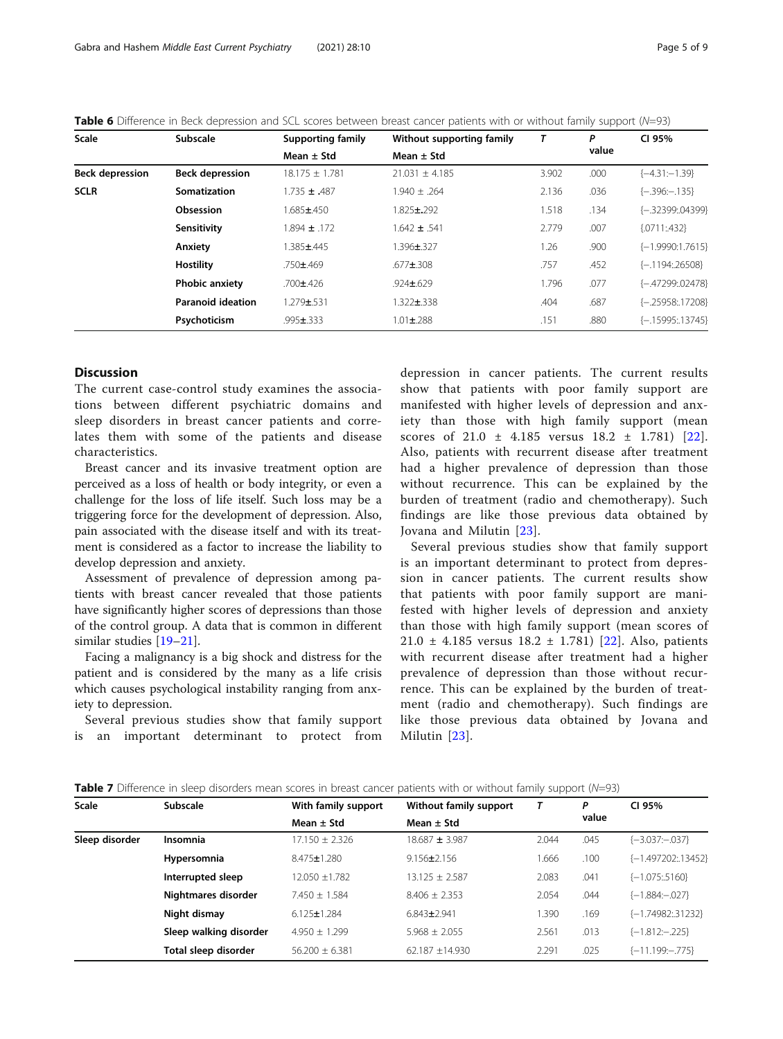**Table 6** Difference in Beck depression and SCL scores between breast cancer patients with or without family support ($N$=93)

| Scale | Subscale | Supporting family | Without supporting family | *T* | *P* value | CI 95% |
|---|---|---|---|---|---|---|
| | | Mean ± Std | Mean ± Std | | | |
| **Beck depression** | **Beck depression** | 18.175 ± 1.781 | 21.031 ± 4.185 | 3.902 | .000 | {−4.31:−1.39} |
| **SCLR** | **Somatization** | 1.735 ± .487 | 1.940 ± .264 | 2.136 | .036 | {−.396:−.135} |
| | **Obsession** | 1.685±.450 | 1.825±.292 | 1.518 | .134 | {−.32399:.04399} |
| | **Sensitivity** | 1.894 ± .172 | 1.642 ± .541 | 2.779 | .007 | {.0711:.432} |
| | **Anxiety** | 1.385±.445 | 1.396±.327 | 1.26 | .900 | {−1.9990:1.7615} |
| | **Hostility** | .750±.469 | .677±.308 | .757 | .452 | {−.1194:.26508} |
| | **Phobic anxiety** | .700±.426 | .924±.629 | 1.796 | .077 | {−.47299:.02478} |
| | **Paranoid ideation** | 1.279±.531 | 1.322±.338 | .404 | .687 | {−.25958:.17208} |
| | **Psychoticism** | .995±.333 | 1.01±.288 | .151 | .880 | {−.15995:.13745} |

## Discussion

The current case-control study examines the associations between different psychiatric domains and sleep disorders in breast cancer patients and correlates them with some of the patients and disease characteristics.

Breast cancer and its invasive treatment option are perceived as a loss of health or body integrity, or even a challenge for the loss of life itself. Such loss may be a triggering force for the development of depression. Also, pain associated with the disease itself and with its treatment is considered as a factor to increase the liability to develop depression and anxiety.

Assessment of prevalence of depression among patients with breast cancer revealed that those patients have significantly higher scores of depressions than those of the control group. A data that is common in different similar studies [19–21].

Facing a malignancy is a big shock and distress for the patient and is considered by the many as a life crisis which causes psychological instability ranging from anxiety to depression.

Several previous studies show that family support is an important determinant to protect from depression in cancer patients. The current results show that patients with poor family support are manifested with higher levels of depression and anxiety than those with high family support (mean scores of 21.0 ± 4.185 versus 18.2 ± 1.781) [22]. Also, patients with recurrent disease after treatment had a higher prevalence of depression than those without recurrence. This can be explained by the burden of treatment (radio and chemotherapy). Such findings are like those previous data obtained by Jovana and Milutin [23].

Several previous studies show that family support is an important determinant to protect from depression in cancer patients. The current results show that patients with poor family support are manifested with higher levels of depression and anxiety than those with high family support (mean scores of 21.0 ± 4.185 versus 18.2 ± 1.781) [22]. Also, patients with recurrent disease after treatment had a higher prevalence of depression than those without recurrence. This can be explained by the burden of treatment (radio and chemotherapy). Such findings are like those previous data obtained by Jovana and Milutin [23].

**Table 7** Difference in sleep disorders mean scores in breast cancer patients with or without family support ($N$=93)

| Scale | Subscale | With family support | Without family support | *T* | *P* value | CI 95% |
|---|---|---|---|---|---|---|
| | | Mean ± Std | Mean ± Std | | | |
| **Sleep disorder** | **Insomnia** | 17.150 ± 2.326 | 18.687 ± 3.987 | 2.044 | .045 | {−3.037:−.037} |
| | **Hypersomnia** | 8.475±1.280 | 9.156±2.156 | 1.666 | .100 | {−1.497202:.13452} |
| | **Interrupted sleep** | 12.050 ±1.782 | 13.125 ± 2.587 | 2.083 | .041 | {−1.075:.5160} |
| | **Nightmares disorder** | 7.450 ± 1.584 | 8.406 ± 2.353 | 2.054 | .044 | {−1.884:−.027} |
| | **Night dismay** | 6.125±1.284 | 6.843±2.941 | 1.390 | .169 | {−1.74982:.31232} |
| | **Sleep walking disorder** | 4.950 ± 1.299 | 5.968 ± 2.055 | 2.561 | .013 | {−1.812:−.225} |
| | **Total sleep disorder** | 56.200 ± 6.381 | 62.187 ±14.930 | 2.291 | .025 | {−11.199:−.775} |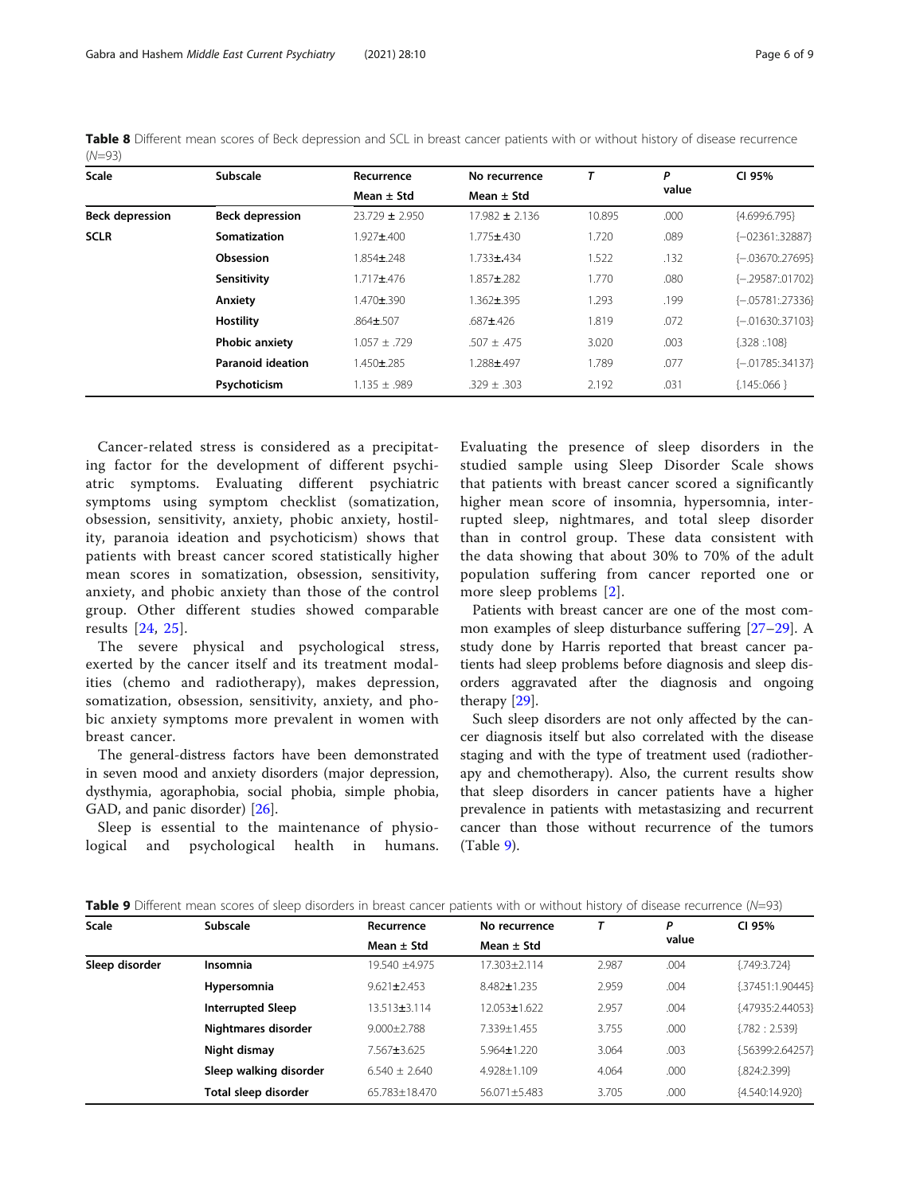**Table 8** Different mean scores of Beck depression and SCL in breast cancer patients with or without history of disease recurrence (N=93)

| Scale | Subscale | Recurrence Mean ± Std | No recurrence Mean ± Std | T | P value | CI 95% |
|---|---|---|---|---|---|---|
| **Beck depression** | **Beck depression** | 23.729 ± 2.950 | 17.982 ± 2.136 | 10.895 | .000 | {4.699:6.795} |
| **SCLR** | **Somatization** | 1.927±.400 | 1.775±.430 | 1.720 | .089 | {−02361:.32887} |
| | **Obsession** | 1.854±.248 | 1.733±.434 | 1.522 | .132 | {−.03670:.27695} |
| | **Sensitivity** | 1.717±.476 | 1.857±.282 | 1.770 | .080 | {−.29587:.01702} |
| | **Anxiety** | 1.470±.390 | 1.362±.395 | 1.293 | .199 | {−.05781:.27336} |
| | **Hostility** | .864±.507 | .687±.426 | 1.819 | .072 | {−.01630:.37103} |
| | **Phobic anxiety** | 1.057 ± .729 | .507 ± .475 | 3.020 | .003 | {.328 :.108} |
| | **Paranoid ideation** | 1.450±.285 | 1.288±.497 | 1.789 | .077 | {−.01785:.34137} |
| | **Psychoticism** | 1.135 ± .989 | .329 ± .303 | 2.192 | .031 | {.145:.066 } |

Cancer-related stress is considered as a precipitating factor for the development of different psychiatric symptoms. Evaluating different psychiatric symptoms using symptom checklist (somatization, obsession, sensitivity, anxiety, phobic anxiety, hostility, paranoia ideation and psychoticism) shows that patients with breast cancer scored statistically higher mean scores in somatization, obsession, sensitivity, anxiety, and phobic anxiety than those of the control group. Other different studies showed comparable results [24, 25].

The severe physical and psychological stress, exerted by the cancer itself and its treatment modalities (chemo and radiotherapy), makes depression, somatization, obsession, sensitivity, anxiety, and phobic anxiety symptoms more prevalent in women with breast cancer.

The general-distress factors have been demonstrated in seven mood and anxiety disorders (major depression, dysthymia, agoraphobia, social phobia, simple phobia, GAD, and panic disorder) [26].

Sleep is essential to the maintenance of physiological and psychological health in humans. Evaluating the presence of sleep disorders in the studied sample using Sleep Disorder Scale shows that patients with breast cancer scored a significantly higher mean score of insomnia, hypersomnia, interrupted sleep, nightmares, and total sleep disorder than in control group. These data consistent with the data showing that about 30% to 70% of the adult population suffering from cancer reported one or more sleep problems [2].

Patients with breast cancer are one of the most common examples of sleep disturbance suffering [27–29]. A study done by Harris reported that breast cancer patients had sleep problems before diagnosis and sleep disorders aggravated after the diagnosis and ongoing therapy [29].

Such sleep disorders are not only affected by the cancer diagnosis itself but also correlated with the disease staging and with the type of treatment used (radiotherapy and chemotherapy). Also, the current results show that sleep disorders in cancer patients have a higher prevalence in patients with metastasizing and recurrent cancer than those without recurrence of the tumors (Table 9).

**Table 9** Different mean scores of sleep disorders in breast cancer patients with or without history of disease recurrence (N=93)

| Scale | Subscale | Recurrence Mean ± Std | No recurrence Mean ± Std | T | P value | CI 95% |
|---|---|---|---|---|---|---|
| **Sleep disorder** | **Insomnia** | 19.540 ±4.975 | 17.303±2.114 | 2.987 | .004 | {.749:3.724} |
| | **Hypersomnia** | 9.621±2.453 | 8.482±1.235 | 2.959 | .004 | {.37451:1.90445} |
| | **Interrupted Sleep** | 13.513±3.114 | 12.053±1.622 | 2.957 | .004 | {.47935:2.44053} |
| | **Nightmares disorder** | 9.000±2.788 | 7.339±1.455 | 3.755 | .000 | {.782 : 2.539} |
| | **Night dismay** | 7.567±3.625 | 5.964±1.220 | 3.064 | .003 | {.56399:2.64257} |
| | **Sleep walking disorder** | 6.540 ± 2.640 | 4.928±1.109 | 4.064 | .000 | {.824:2.399} |
| | **Total sleep disorder** | 65.783±18.470 | 56.071±5.483 | 3.705 | .000 | {4.540:14.920} |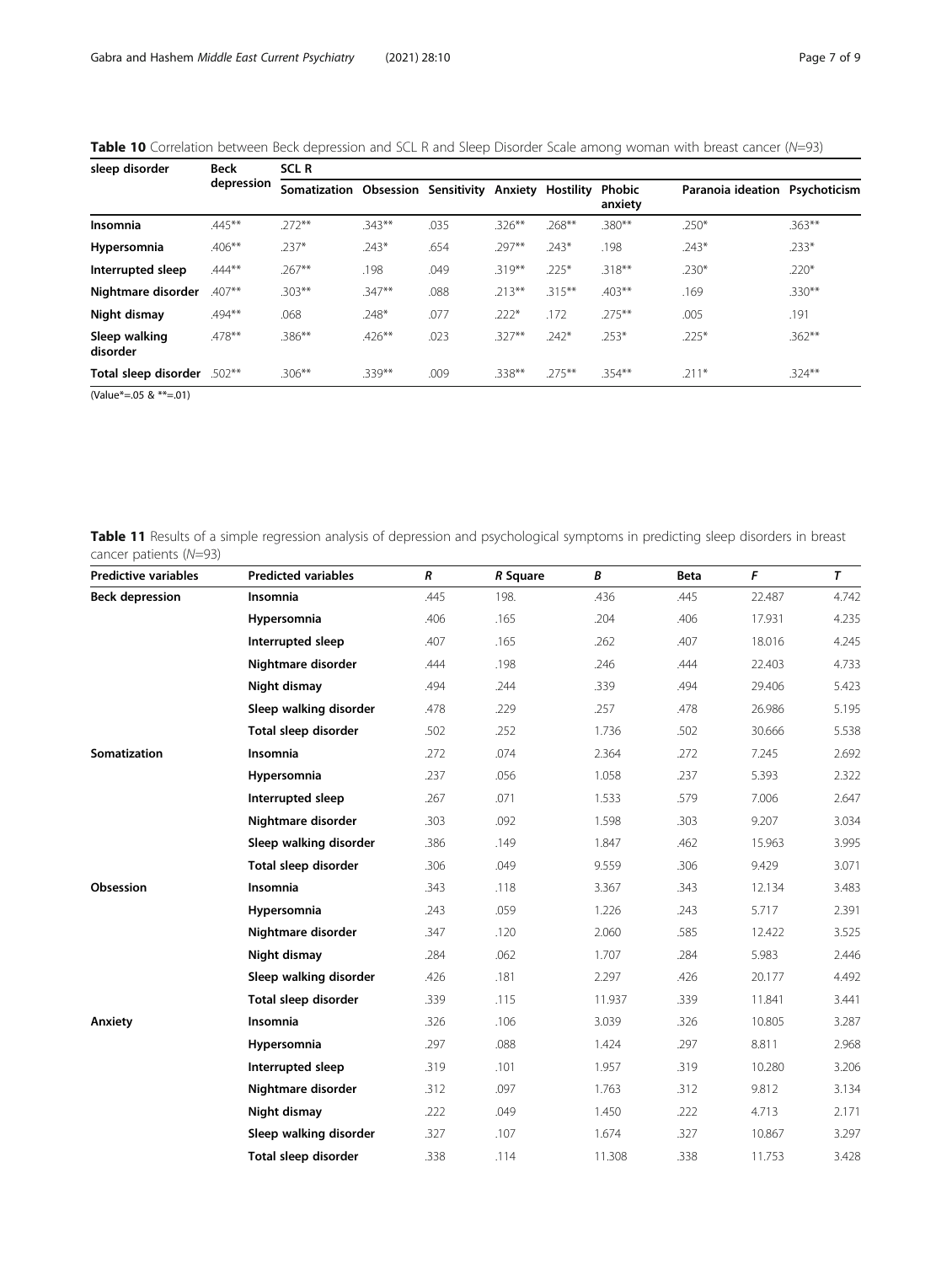**Table 10** Correlation between Beck depression and SCL R and Sleep Disorder Scale among woman with breast cancer (*N*=93)

| sleep disorder | Beck depression | SCL R | | | | | | | |
|---|---|---|---|---|---|---|---|---|---|
| | | Somatization | Obsession | Sensitivity | Anxiety | Hostility | Phobic anxiety | Paranoia ideation | Psychoticism |
| **Insomnia** | .445** | .272** | .343** | .035 | .326** | .268** | .380** | .250* | .363** |
| **Hypersomnia** | .406** | .237* | .243* | .654 | .297** | .243* | .198 | .243* | .233* |
| **Interrupted sleep** | .444** | .267** | .198 | .049 | .319** | .225* | .318** | .230* | .220* |
| **Nightmare disorder** | .407** | .303** | .347** | .088 | .213** | .315** | .403** | .169 | .330** |
| **Night dismay** | .494** | .068 | .248* | .077 | .222* | .172 | .275** | .005 | .191 |
| **Sleep walking disorder** | .478** | .386** | .426** | .023 | .327** | .242* | .253* | .225* | .362** |
| **Total sleep disorder** | .502** | .306** | .339** | .009 | .338** | .275** | .354** | .211* | .324** |

(Value*=.05 & **=.01)

**Table 11** Results of a simple regression analysis of depression and psychological symptoms in predicting sleep disorders in breast cancer patients (*N*=93)

| Predictive variables | Predicted variables | *R* | *R* Square | *B* | Beta | *F* | *T* |
|---|---|---|---|---|---|---|---|
| **Beck depression** | **Insomnia** | .445 | 198. | .436 | .445 | 22.487 | 4.742 |
| | **Hypersomnia** | .406 | .165 | .204 | .406 | 17.931 | 4.235 |
| | **Interrupted sleep** | .407 | .165 | .262 | .407 | 18.016 | 4.245 |
| | **Nightmare disorder** | .444 | .198 | .246 | .444 | 22.403 | 4.733 |
| | **Night dismay** | .494 | .244 | .339 | .494 | 29.406 | 5.423 |
| | **Sleep walking disorder** | .478 | .229 | .257 | .478 | 26.986 | 5.195 |
| | **Total sleep disorder** | .502 | .252 | 1.736 | .502 | 30.666 | 5.538 |
| **Somatization** | **Insomnia** | .272 | .074 | 2.364 | .272 | 7.245 | 2.692 |
| | **Hypersomnia** | .237 | .056 | 1.058 | .237 | 5.393 | 2.322 |
| | **Interrupted sleep** | .267 | .071 | 1.533 | .579 | 7.006 | 2.647 |
| | **Nightmare disorder** | .303 | .092 | 1.598 | .303 | 9.207 | 3.034 |
| | **Sleep walking disorder** | .386 | .149 | 1.847 | .462 | 15.963 | 3.995 |
| | **Total sleep disorder** | .306 | .049 | 9.559 | .306 | 9.429 | 3.071 |
| **Obsession** | **Insomnia** | .343 | .118 | 3.367 | .343 | 12.134 | 3.483 |
| | **Hypersomnia** | .243 | .059 | 1.226 | .243 | 5.717 | 2.391 |
| | **Nightmare disorder** | .347 | .120 | 2.060 | .585 | 12.422 | 3.525 |
| | **Night dismay** | .284 | .062 | 1.707 | .284 | 5.983 | 2.446 |
| | **Sleep walking disorder** | .426 | .181 | 2.297 | .426 | 20.177 | 4.492 |
| | **Total sleep disorder** | .339 | .115 | 11.937 | .339 | 11.841 | 3.441 |
| **Anxiety** | **Insomnia** | .326 | .106 | 3.039 | .326 | 10.805 | 3.287 |
| | **Hypersomnia** | .297 | .088 | 1.424 | .297 | 8.811 | 2.968 |
| | **Interrupted sleep** | .319 | .101 | 1.957 | .319 | 10.280 | 3.206 |
| | **Nightmare disorder** | .312 | .097 | 1.763 | .312 | 9.812 | 3.134 |
| | **Night dismay** | .222 | .049 | 1.450 | .222 | 4.713 | 2.171 |
| | **Sleep walking disorder** | .327 | .107 | 1.674 | .327 | 10.867 | 3.297 |
| | **Total sleep disorder** | .338 | .114 | 11.308 | .338 | 11.753 | 3.428 |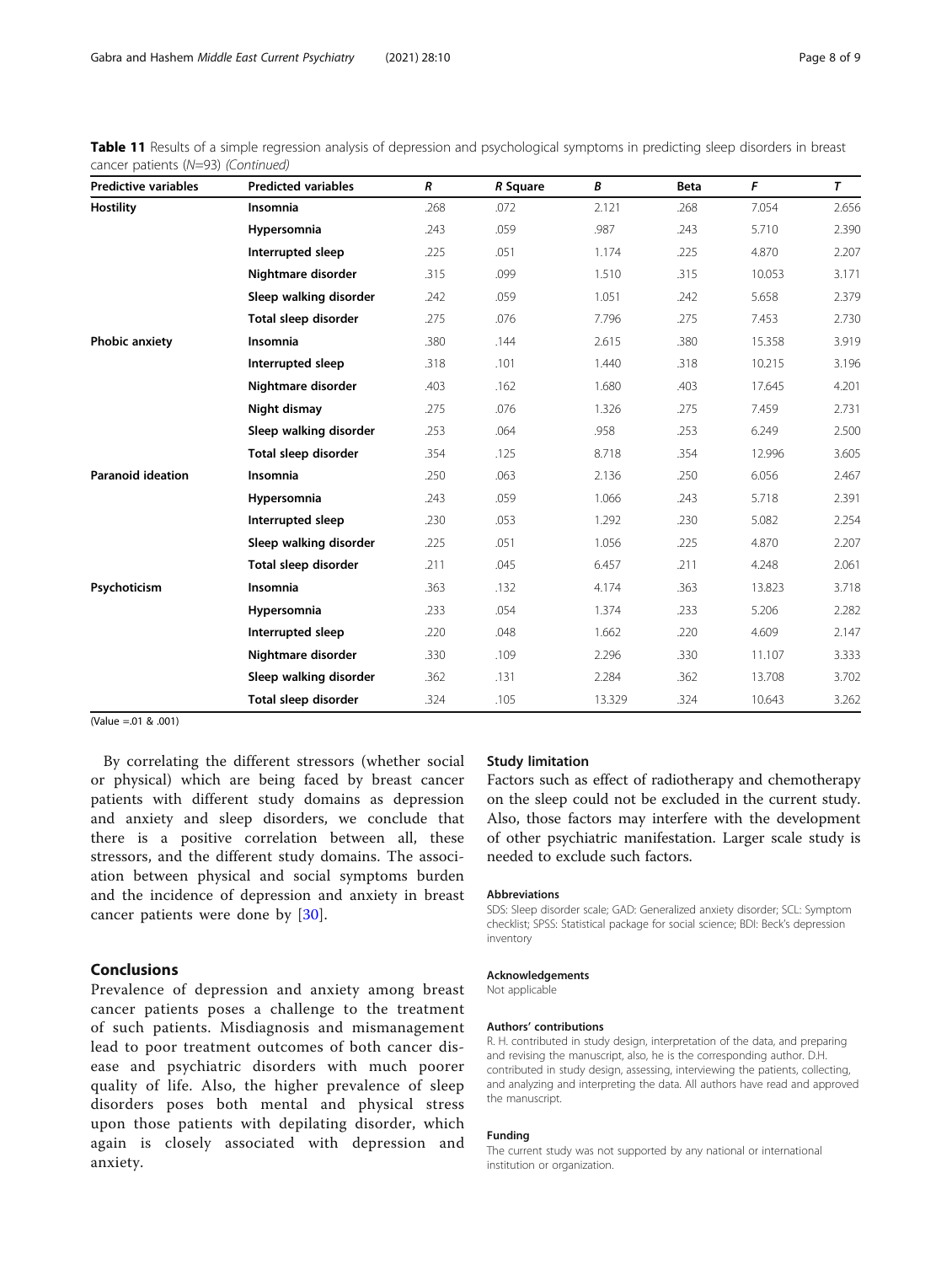**Table 11** Results of a simple regression analysis of depression and psychological symptoms in predicting sleep disorders in breast cancer patients (N=93) *(Continued)*

| Predictive variables | Predicted variables | *R* | *R* Square | *B* | Beta | *F* | *T* |
|---|---|---|---|---|---|---|---|
| **Hostility** | **Insomnia** | .268 | .072 | 2.121 | .268 | 7.054 | 2.656 |
| | **Hypersomnia** | .243 | .059 | .987 | .243 | 5.710 | 2.390 |
| | **Interrupted sleep** | .225 | .051 | 1.174 | .225 | 4.870 | 2.207 |
| | **Nightmare disorder** | .315 | .099 | 1.510 | .315 | 10.053 | 3.171 |
| | **Sleep walking disorder** | .242 | .059 | 1.051 | .242 | 5.658 | 2.379 |
| | **Total sleep disorder** | .275 | .076 | 7.796 | .275 | 7.453 | 2.730 |
| **Phobic anxiety** | **Insomnia** | .380 | .144 | 2.615 | .380 | 15.358 | 3.919 |
| | **Interrupted sleep** | .318 | .101 | 1.440 | .318 | 10.215 | 3.196 |
| | **Nightmare disorder** | .403 | .162 | 1.680 | .403 | 17.645 | 4.201 |
| | **Night dismay** | .275 | .076 | 1.326 | .275 | 7.459 | 2.731 |
| | **Sleep walking disorder** | .253 | .064 | .958 | .253 | 6.249 | 2.500 |
| | **Total sleep disorder** | .354 | .125 | 8.718 | .354 | 12.996 | 3.605 |
| **Paranoid ideation** | **Insomnia** | .250 | .063 | 2.136 | .250 | 6.056 | 2.467 |
| | **Hypersomnia** | .243 | .059 | 1.066 | .243 | 5.718 | 2.391 |
| | **Interrupted sleep** | .230 | .053 | 1.292 | .230 | 5.082 | 2.254 |
| | **Sleep walking disorder** | .225 | .051 | 1.056 | .225 | 4.870 | 2.207 |
| | **Total sleep disorder** | .211 | .045 | 6.457 | .211 | 4.248 | 2.061 |
| **Psychoticism** | **Insomnia** | .363 | .132 | 4.174 | .363 | 13.823 | 3.718 |
| | **Hypersomnia** | .233 | .054 | 1.374 | .233 | 5.206 | 2.282 |
| | **Interrupted sleep** | .220 | .048 | 1.662 | .220 | 4.609 | 2.147 |
| | **Nightmare disorder** | .330 | .109 | 2.296 | .330 | 11.107 | 3.333 |
| | **Sleep walking disorder** | .362 | .131 | 2.284 | .362 | 13.708 | 3.702 |
| | **Total sleep disorder** | .324 | .105 | 13.329 | .324 | 10.643 | 3.262 |

(Value =.01 & .001)

By correlating the different stressors (whether social or physical) which are being faced by breast cancer patients with different study domains as depression and anxiety and sleep disorders, we conclude that there is a positive correlation between all, these stressors, and the different study domains. The association between physical and social symptoms burden and the incidence of depression and anxiety in breast cancer patients were done by [30].

## Conclusions

Prevalence of depression and anxiety among breast cancer patients poses a challenge to the treatment of such patients. Misdiagnosis and mismanagement lead to poor treatment outcomes of both cancer disease and psychiatric disorders with much poorer quality of life. Also, the higher prevalence of sleep disorders poses both mental and physical stress upon those patients with depilating disorder, which again is closely associated with depression and anxiety.

## Study limitation

Factors such as effect of radiotherapy and chemotherapy on the sleep could not be excluded in the current study. Also, those factors may interfere with the development of other psychiatric manifestation. Larger scale study is needed to exclude such factors.

### Abbreviations

SDS: Sleep disorder scale; GAD: Generalized anxiety disorder; SCL: Symptom checklist; SPSS: Statistical package for social science; BDI: Beck's depression inventory

### Acknowledgements

Not applicable

### Authors' contributions

R. H. contributed in study design, interpretation of the data, and preparing and revising the manuscript, also, he is the corresponding author. D.H. contributed in study design, assessing, interviewing the patients, collecting, and analyzing and interpreting the data. All authors have read and approved the manuscript.

### Funding

The current study was not supported by any national or international institution or organization.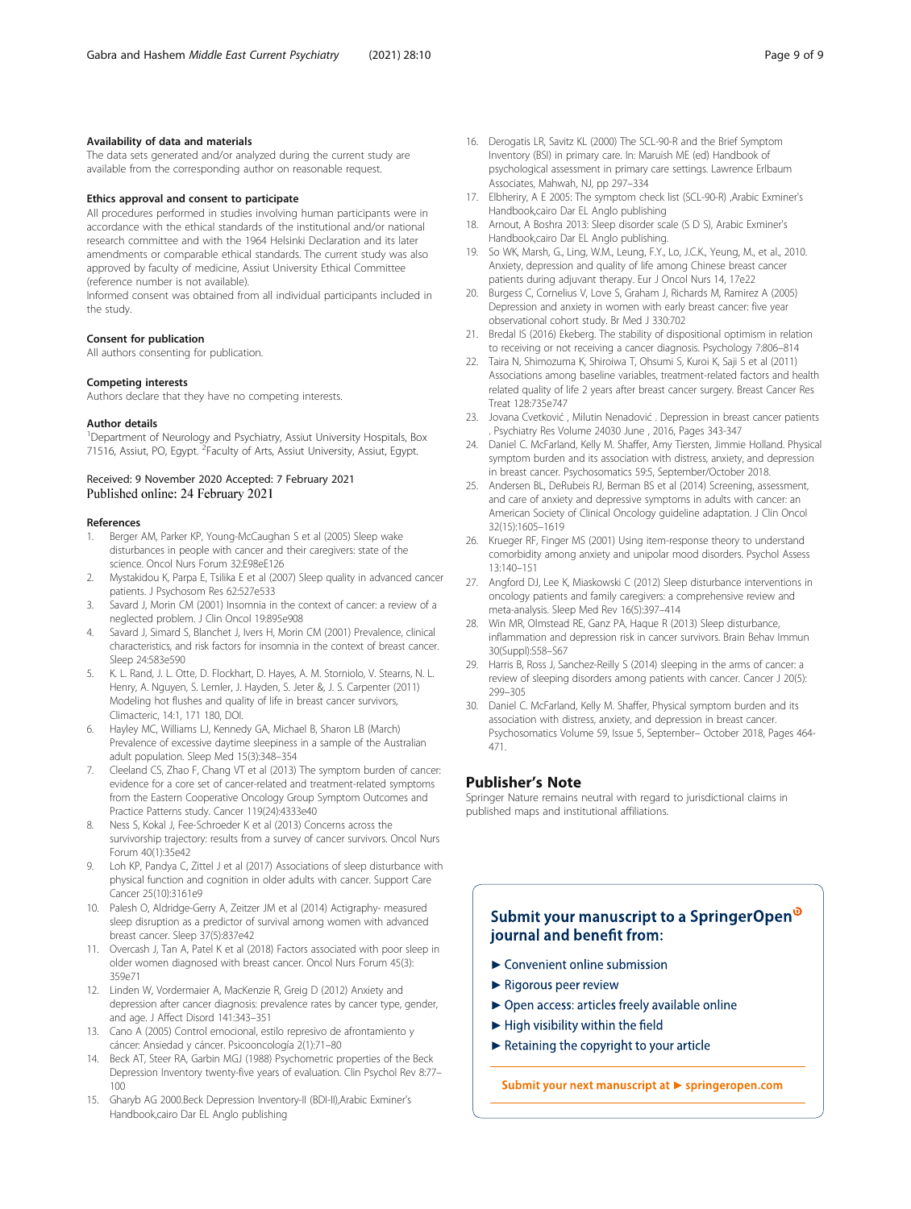### Availability of data and materials

The data sets generated and/or analyzed during the current study are available from the corresponding author on reasonable request.

### Ethics approval and consent to participate

All procedures performed in studies involving human participants were in accordance with the ethical standards of the institutional and/or national research committee and with the 1964 Helsinki Declaration and its later amendments or comparable ethical standards. The current study was also approved by faculty of medicine, Assiut University Ethical Committee (reference number is not available).

Informed consent was obtained from all individual participants included in the study.

### Consent for publication

All authors consenting for publication.

### Competing interests

Authors declare that they have no competing interests.

### Author details

[1]Department of Neurology and Psychiatry, Assiut University Hospitals, Box 71516, Assiut, PO, Egypt. [2]Faculty of Arts, Assiut University, Assiut, Egypt.

Received: 9 November 2020 Accepted: 7 February 2021
Published online: 24 February 2021

### References

1. Berger AM, Parker KP, Young-McCaughan S et al (2005) Sleep wake disturbances in people with cancer and their caregivers: state of the science. Oncol Nurs Forum 32:E98eE126
2. Mystakidou K, Parpa E, Tsilika E et al (2007) Sleep quality in advanced cancer patients. J Psychosom Res 62:527e533
3. Savard J, Morin CM (2001) Insomnia in the context of cancer: a review of a neglected problem. J Clin Oncol 19:895e908
4. Savard J, Simard S, Blanchet J, Ivers H, Morin CM (2001) Prevalence, clinical characteristics, and risk factors for insomnia in the context of breast cancer. Sleep 24:583e590
5. K. L. Rand, J. L. Otte, D. Flockhart, D. Hayes, A. M. Storniolo, V. Stearns, N. L. Henry, A. Nguyen, S. Lemler, J. Hayden, S. Jeter &, J. S. Carpenter (2011) Modeling hot flushes and quality of life in breast cancer survivors, Climacteric, 14:1, 171 180, DOI.
6. Hayley MC, Williams LJ, Kennedy GA, Michael B, Sharon LB (March) Prevalence of excessive daytime sleepiness in a sample of the Australian adult population. Sleep Med 15(3):348–354
7. Cleeland CS, Zhao F, Chang VT et al (2013) The symptom burden of cancer: evidence for a core set of cancer-related and treatment-related symptoms from the Eastern Cooperative Oncology Group Symptom Outcomes and Practice Patterns study. Cancer 119(24):4333e40
8. Ness S, Kokal J, Fee-Schroeder K et al (2013) Concerns across the survivorship trajectory: results from a survey of cancer survivors. Oncol Nurs Forum 40(1):35e42
9. Loh KP, Pandya C, Zittel J et al (2017) Associations of sleep disturbance with physical function and cognition in older adults with cancer. Support Care Cancer 25(10):3161e9
10. Palesh O, Aldridge-Gerry A, Zeitzer JM et al (2014) Actigraphy- measured sleep disruption as a predictor of survival among women with advanced breast cancer. Sleep 37(5):837e42
11. Overcash J, Tan A, Patel K et al (2018) Factors associated with poor sleep in older women diagnosed with breast cancer. Oncol Nurs Forum 45(3): 359e71
12. Linden W, Vordermaier A, MacKenzie R, Greig D (2012) Anxiety and depression after cancer diagnosis: prevalence rates by cancer type, gender, and age. J Affect Disord 141:343–351
13. Cano A (2005) Control emocional, estilo represivo de afrontamiento y cáncer: Ansiedad y cáncer. Psicooncología 2(1):71–80
14. Beck AT, Steer RA, Garbin MGJ (1988) Psychometric properties of the Beck Depression Inventory twenty-five years of evaluation. Clin Psychol Rev 8:77–100
15. Gharyb AG 2000.Beck Depression Inventory-II (BDI-II),Arabic Exminer's Handbook,cairo Dar EL Anglo publishing
16. Derogatis LR, Savitz KL (2000) The SCL-90-R and the Brief Symptom Inventory (BSI) in primary care. In: Maruish ME (ed) Handbook of psychological assessment in primary care settings. Lawrence Erlbaum Associates, Mahwah, NJ, pp 297–334
17. Elbheriry, A E 2005: The symptom check list (SCL-90-R) ,Arabic Exminer's Handbook,cairo Dar EL Anglo publishing
18. Arnout, A Boshra 2013: Sleep disorder scale (S D S), Arabic Exminer's Handbook,cairo Dar EL Anglo publishing.
19. So WK, Marsh, G., Ling, W.M., Leung, F.Y., Lo, J.C.K., Yeung, M., et al., 2010. Anxiety, depression and quality of life among Chinese breast cancer patients during adjuvant therapy. Eur J Oncol Nurs 14, 17e22
20. Burgess C, Cornelius V, Love S, Graham J, Richards M, Ramirez A (2005) Depression and anxiety in women with early breast cancer: five year observational cohort study. Br Med J 330:702
21. Bredal IS (2016) Ekeberg. The stability of dispositional optimism in relation to receiving or not receiving a cancer diagnosis. Psychology 7:806–814
22. Taira N, Shimozuma K, Shiroiwa T, Ohsumi S, Kuroi K, Saji S et al (2011) Associations among baseline variables, treatment-related factors and health related quality of life 2 years after breast cancer surgery. Breast Cancer Res Treat 128:735e747
23. Jovana Cvetković , Milutin Nenadović . Depression in breast cancer patients . Psychiatry Res Volume 24030 June , 2016, Pages 343-347
24. Daniel C. McFarland, Kelly M. Shaffer, Amy Tiersten, Jimmie Holland. Physical symptom burden and its association with distress, anxiety, and depression in breast cancer. Psychosomatics 59:5, September/October 2018.
25. Andersen BL, DeRubeis RJ, Berman BS et al (2014) Screening, assessment, and care of anxiety and depressive symptoms in adults with cancer: an American Society of Clinical Oncology guideline adaptation. J Clin Oncol 32(15):1605–1619
26. Krueger RF, Finger MS (2001) Using item-response theory to understand comorbidity among anxiety and unipolar mood disorders. Psychol Assess 13:140–151
27. Angford DJ, Lee K, Miaskowski C (2012) Sleep disturbance interventions in oncology patients and family caregivers: a comprehensive review and meta-analysis. Sleep Med Rev 16(5):397–414
28. Win MR, Olmstead RE, Ganz PA, Haque R (2013) Sleep disturbance, inflammation and depression risk in cancer survivors. Brain Behav Immun 30(Suppl):S58–S67
29. Harris B, Ross J, Sanchez-Reilly S (2014) sleeping in the arms of cancer: a review of sleeping disorders among patients with cancer. Cancer J 20(5): 299–305
30. Daniel C. McFarland, Kelly M. Shaffer, Physical symptom burden and its association with distress, anxiety, and depression in breast cancer. Psychosomatics Volume 59, Issue 5, September– October 2018, Pages 464-471.

## Publisher's Note

Springer Nature remains neutral with regard to jurisdictional claims in published maps and institutional affiliations.

**Submit your manuscript to a SpringerOpen journal and benefit from:**

- ► Convenient online submission
- ► Rigorous peer review
- ► Open access: articles freely available online
- ► High visibility within the field
- ► Retaining the copyright to your article

Submit your next manuscript at ► springeropen.com